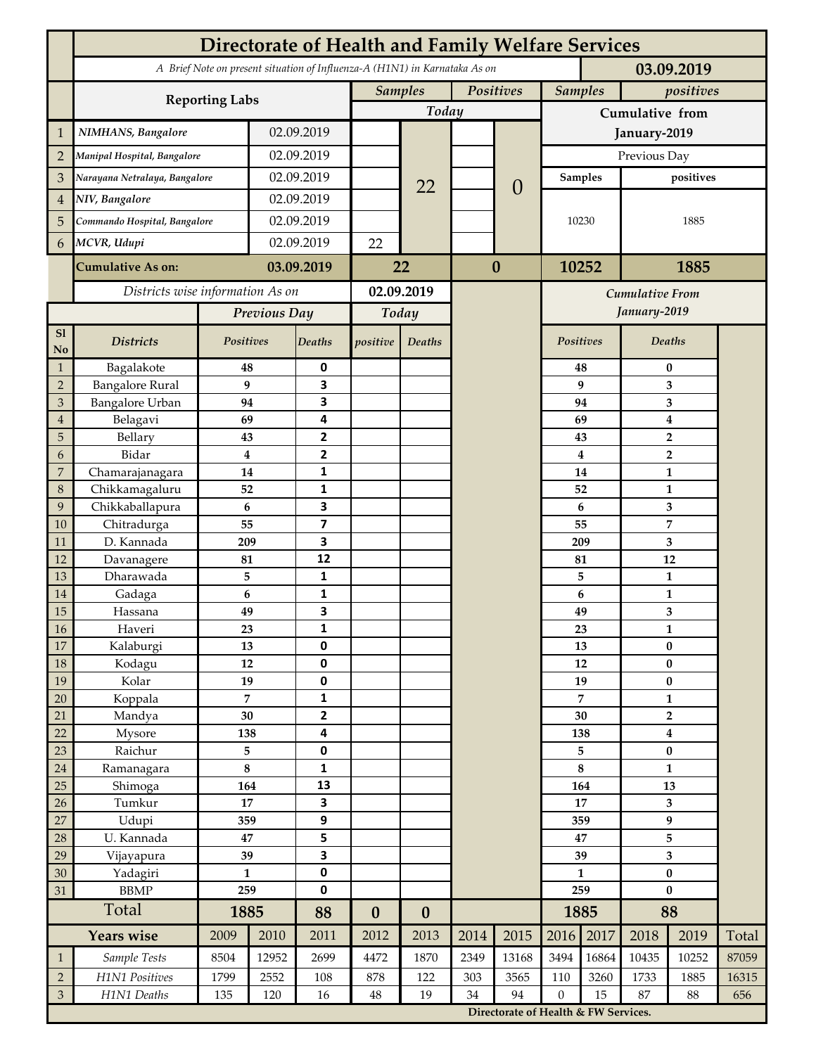# Directorate of Health and Family Welfare Services

*A Brief Note on present situation of Influenza-A (H1N1) in Karnataka As on* **03.09.2019**

| | Reporting Labs | | Samples Today | | Positives Today | | Samples (Cumulative from January-2019, Previous Day) | positives (Cumulative from January-2019, Previous Day) |
|---|---|---|---|---|---|---|---|---|
| 1 | *NIMHANS, Bangalore* | 02.09.2019 | | 22 | | 0 | 10230 | 1885 |
| 2 | *Manipal Hospital, Bangalore* | 02.09.2019 | | | | | | |
| 3 | *Narayana Netralaya, Bangalore* | 02.09.2019 | | | | | | |
| 4 | *NIV, Bangalore* | 02.09.2019 | | | | | | |
| 5 | *Commando Hospital, Bangalore* | 02.09.2019 | | | | | | |
| 6 | *MCVR, Udupi* | 02.09.2019 | 22 | | | | | |
| | **Cumulative As on:** | **03.09.2019** | **22** | | **0** | | **10252** | **1885** |

*Districts wise information As on* **02.09.2019**

| Sl No | Districts | Previous Day Positives | Previous Day Deaths | Today positive | Today Deaths | Cumulative From January-2019 Positives | Cumulative From January-2019 Deaths |
|---|---|---|---|---|---|---|---|
| 1 | Bagalakote | 48 | 0 | | | 48 | 0 |
| 2 | Bangalore Rural | 9 | 3 | | | 9 | 3 |
| 3 | Bangalore Urban | 94 | 3 | | | 94 | 3 |
| 4 | Belagavi | 69 | 4 | | | 69 | 4 |
| 5 | Bellary | 43 | 2 | | | 43 | 2 |
| 6 | Bidar | 4 | 2 | | | 4 | 2 |
| 7 | Chamarajanagara | 14 | 1 | | | 14 | 1 |
| 8 | Chikkamagaluru | 52 | 1 | | | 52 | 1 |
| 9 | Chikkaballapura | 6 | 3 | | | 6 | 3 |
| 10 | Chitradurga | 55 | 7 | | | 55 | 7 |
| 11 | D. Kannada | 209 | 3 | | | 209 | 3 |
| 12 | Davanagere | 81 | 12 | | | 81 | 12 |
| 13 | Dharawada | 5 | 1 | | | 5 | 1 |
| 14 | Gadaga | 6 | 1 | | | 6 | 1 |
| 15 | Hassana | 49 | 3 | | | 49 | 3 |
| 16 | Haveri | 23 | 1 | | | 23 | 1 |
| 17 | Kalaburgi | 13 | 0 | | | 13 | 0 |
| 18 | Kodagu | 12 | 0 | | | 12 | 0 |
| 19 | Kolar | 19 | 0 | | | 19 | 0 |
| 20 | Koppala | 7 | 1 | | | 7 | 1 |
| 21 | Mandya | 30 | 2 | | | 30 | 2 |
| 22 | Mysore | 138 | 4 | | | 138 | 4 |
| 23 | Raichur | 5 | 0 | | | 5 | 0 |
| 24 | Ramanagara | 8 | 1 | | | 8 | 1 |
| 25 | Shimoga | 164 | 13 | | | 164 | 13 |
| 26 | Tumkur | 17 | 3 | | | 17 | 3 |
| 27 | Udupi | 359 | 9 | | | 359 | 9 |
| 28 | U. Kannada | 47 | 5 | | | 47 | 5 |
| 29 | Vijayapura | 39 | 3 | | | 39 | 3 |
| 30 | Yadagiri | 1 | 0 | | | 1 | 0 |
| 31 | BBMP | 259 | 0 | | | 259 | 0 |
| | **Total** | **1885** | **88** | **0** | **0** | **1885** | **88** |

| | Years wise | 2009 | 2010 | 2011 | 2012 | 2013 | 2014 | 2015 | 2016 | 2017 | 2018 | 2019 | Total |
|---|---|---|---|---|---|---|---|---|---|---|---|---|---|
| 1 | *Sample Tests* | 8504 | 12952 | 2699 | 4472 | 1870 | 2349 | 13168 | 3494 | 16864 | 10435 | 10252 | 87059 |
| 2 | *H1N1 Positives* | 1799 | 2552 | 108 | 878 | 122 | 303 | 3565 | 110 | 3260 | 1733 | 1885 | 16315 |
| 3 | *H1N1 Deaths* | 135 | 120 | 16 | 48 | 19 | 34 | 94 | 0 | 15 | 87 | 88 | 656 |

**Directorate of Health & FW Services.**